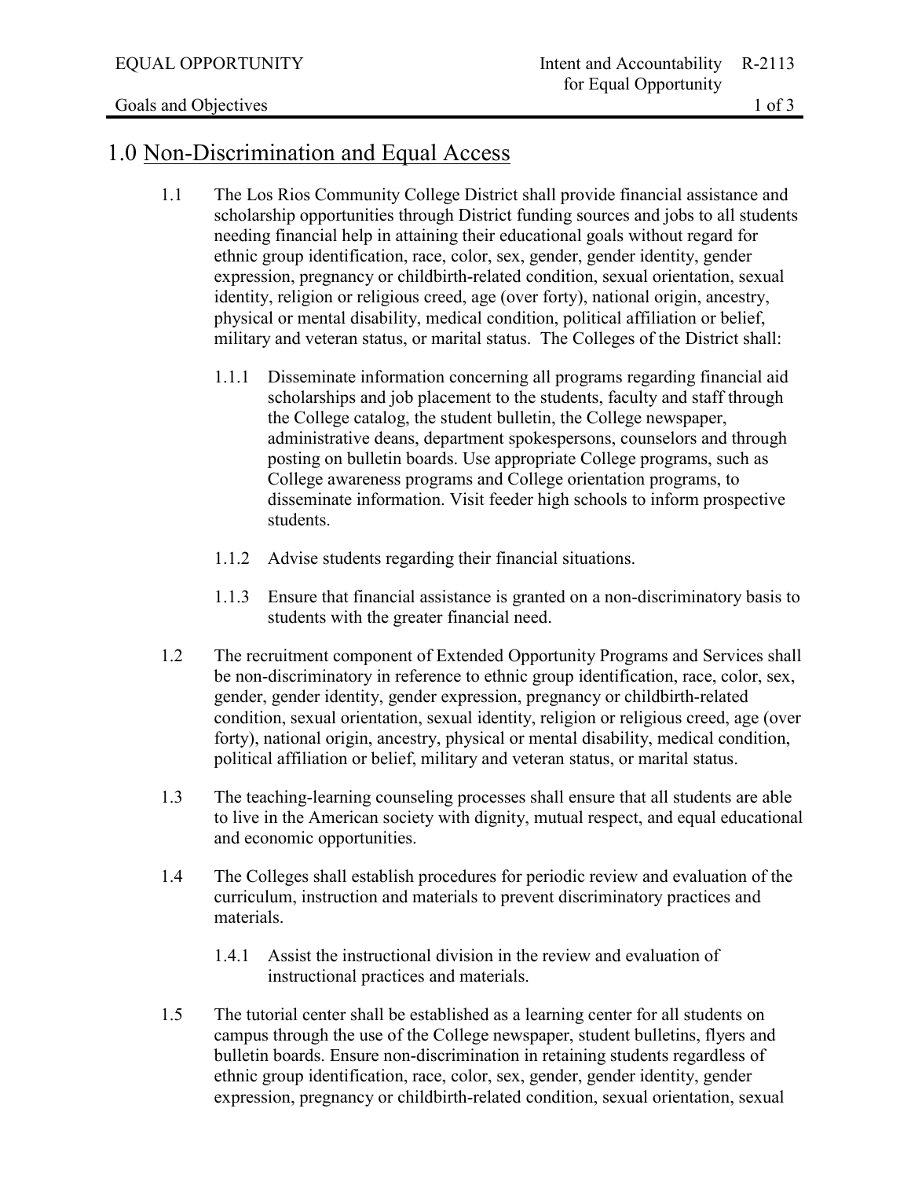# 1.0 Non-Discrimination and Equal Access

1.1 The Los Rios Community College District shall provide financial assistance and scholarship opportunities through District funding sources and jobs to all students needing financial help in attaining their educational goals without regard for ethnic group identification, race, color, sex, gender, gender identity, gender expression, pregnancy or childbirth-related condition, sexual orientation, sexual identity, religion or religious creed, age (over forty), national origin, ancestry, physical or mental disability, medical condition, political affiliation or belief, military and veteran status, or marital status. The Colleges of the District shall:

- 1.1.1 Disseminate information concerning all programs regarding financial aid scholarships and job placement to the students, faculty and staff through the College catalog, the student bulletin, the College newspaper, administrative deans, department spokespersons, counselors and through posting on bulletin boards. Use appropriate College programs, such as College awareness programs and College orientation programs, to disseminate information. Visit feeder high schools to inform prospective students.

- 1.1.2 Advise students regarding their financial situations.

- 1.1.3 Ensure that financial assistance is granted on a non-discriminatory basis to students with the greater financial need.

1.2 The recruitment component of Extended Opportunity Programs and Services shall be non-discriminatory in reference to ethnic group identification, race, color, sex, gender, gender identity, gender expression, pregnancy or childbirth-related condition, sexual orientation, sexual identity, religion or religious creed, age (over forty), national origin, ancestry, physical or mental disability, medical condition, political affiliation or belief, military and veteran status, or marital status.

1.3 The teaching-learning counseling processes shall ensure that all students are able to live in the American society with dignity, mutual respect, and equal educational and economic opportunities.

1.4 The Colleges shall establish procedures for periodic review and evaluation of the curriculum, instruction and materials to prevent discriminatory practices and materials.

- 1.4.1 Assist the instructional division in the review and evaluation of instructional practices and materials.

1.5 The tutorial center shall be established as a learning center for all students on campus through the use of the College newspaper, student bulletins, flyers and bulletin boards. Ensure non-discrimination in retaining students regardless of ethnic group identification, race, color, sex, gender, gender identity, gender expression, pregnancy or childbirth-related condition, sexual orientation, sexual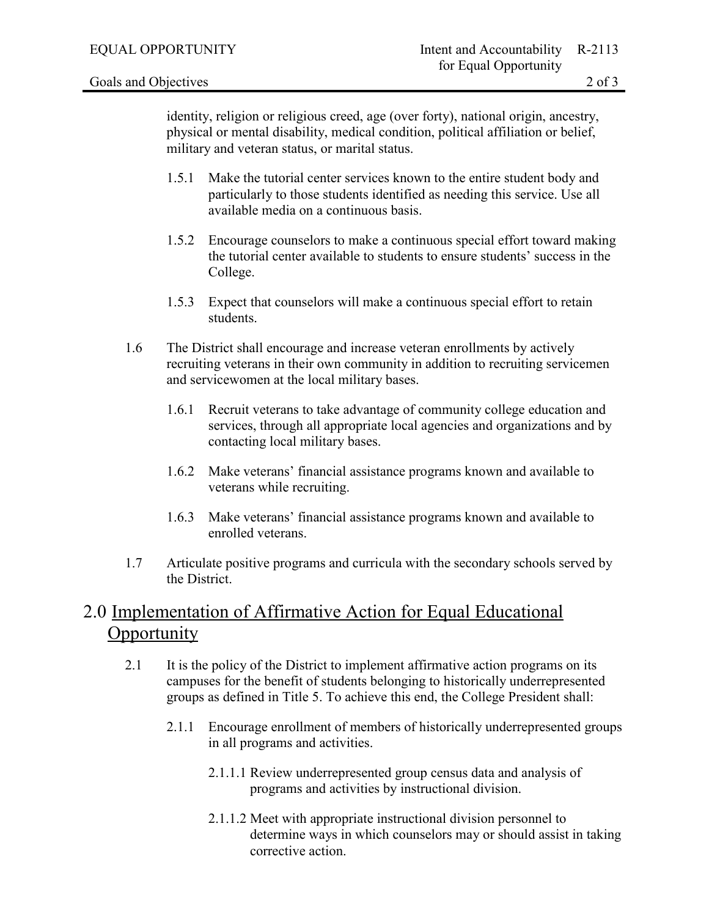identity, religion or religious creed, age (over forty), national origin, ancestry, physical or mental disability, medical condition, political affiliation or belief, military and veteran status, or marital status.

1.5.1 Make the tutorial center services known to the entire student body and particularly to those students identified as needing this service. Use all available media on a continuous basis.

1.5.2 Encourage counselors to make a continuous special effort toward making the tutorial center available to students to ensure students' success in the College.

1.5.3 Expect that counselors will make a continuous special effort to retain students.

1.6 The District shall encourage and increase veteran enrollments by actively recruiting veterans in their own community in addition to recruiting servicemen and servicewomen at the local military bases.

1.6.1 Recruit veterans to take advantage of community college education and services, through all appropriate local agencies and organizations and by contacting local military bases.

1.6.2 Make veterans' financial assistance programs known and available to veterans while recruiting.

1.6.3 Make veterans' financial assistance programs known and available to enrolled veterans.

1.7 Articulate positive programs and curricula with the secondary schools served by the District.

## 2.0 Implementation of Affirmative Action for Equal Educational Opportunity

2.1 It is the policy of the District to implement affirmative action programs on its campuses for the benefit of students belonging to historically underrepresented groups as defined in Title 5. To achieve this end, the College President shall:

2.1.1 Encourage enrollment of members of historically underrepresented groups in all programs and activities.

2.1.1.1 Review underrepresented group census data and analysis of programs and activities by instructional division.

2.1.1.2 Meet with appropriate instructional division personnel to determine ways in which counselors may or should assist in taking corrective action.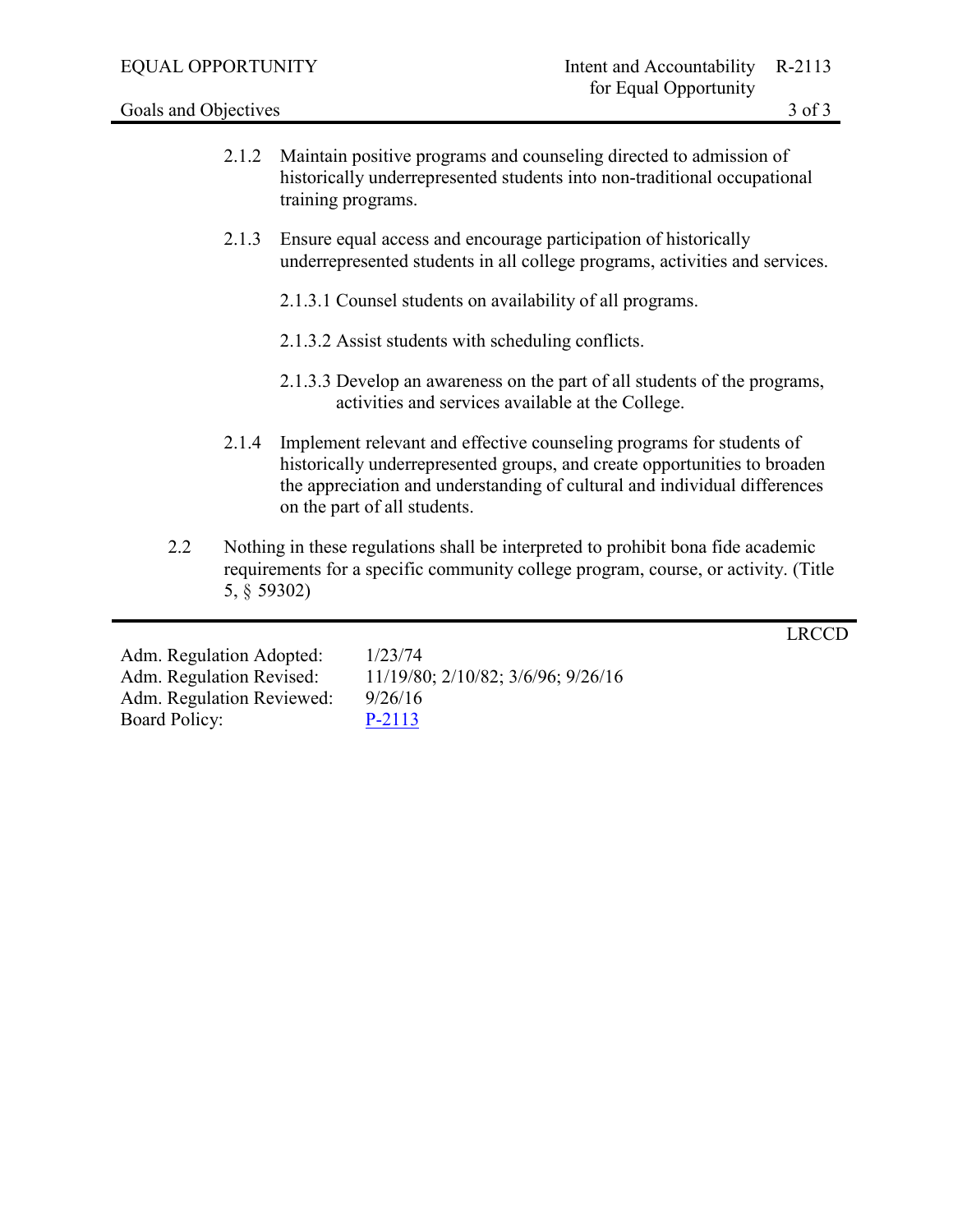2.1.2 Maintain positive programs and counseling directed to admission of historically underrepresented students into non-traditional occupational training programs.

2.1.3 Ensure equal access and encourage participation of historically underrepresented students in all college programs, activities and services.

2.1.3.1 Counsel students on availability of all programs.

2.1.3.2 Assist students with scheduling conflicts.

2.1.3.3 Develop an awareness on the part of all students of the programs, activities and services available at the College.

2.1.4 Implement relevant and effective counseling programs for students of historically underrepresented groups, and create opportunities to broaden the appreciation and understanding of cultural and individual differences on the part of all students.

2.2 Nothing in these regulations shall be interpreted to prohibit bona fide academic requirements for a specific community college program, course, or activity. (Title 5, § 59302)

---

LRCCD

| | |
|---|---|
| Adm. Regulation Adopted: | 1/23/74 |
| Adm. Regulation Revised: | 11/19/80; 2/10/82; 3/6/96; 9/26/16 |
| Adm. Regulation Reviewed: | 9/26/16 |
| Board Policy: | P-2113 |